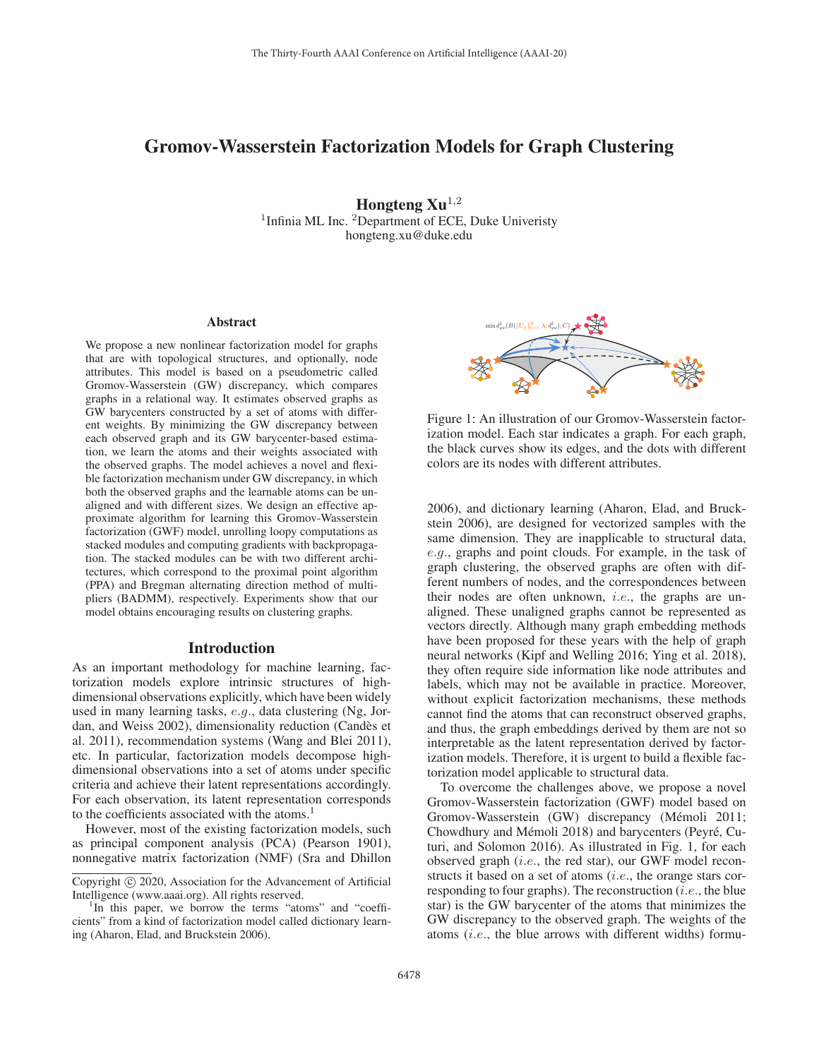# Gromov-Wasserstein Factorization Models for Graph Clustering

**Hongteng Xu**[1,2]

[1]Infinia ML Inc. [2]Department of ECE, Duke Univeristy
hongteng.xu@duke.edu

## Abstract

We propose a new nonlinear factorization model for graphs that are with topological structures, and optionally, node attributes. This model is based on a pseudometric called Gromov-Wasserstein (GW) discrepancy, which compares graphs in a relational way. It estimates observed graphs as GW barycenters constructed by a set of atoms with different weights. By minimizing the GW discrepancy between each observed graph and its GW barycenter-based estimation, we learn the atoms and their weights associated with the observed graphs. The model achieves a novel and flexible factorization mechanism under GW discrepancy, in which both the observed graphs and the learnable atoms can be unaligned and with different sizes. We design an effective approximate algorithm for learning this Gromov-Wasserstein factorization (GWF) model, unrolling loopy computations as stacked modules and computing gradients with backpropagation. The stacked modules can be with two different architectures, which correspond to the proximal point algorithm (PPA) and Bregman alternating direction method of multipliers (BADMM), respectively. Experiments show that our model obtains encouraging results on clustering graphs.

## Introduction

As an important methodology for machine learning, factorization models explore intrinsic structures of high-dimensional observations explicitly, which have been widely used in many learning tasks, *e.g.*, data clustering (Ng, Jordan, and Weiss 2002), dimensionality reduction (Candès et al. 2011), recommendation systems (Wang and Blei 2011), etc. In particular, factorization models decompose high-dimensional observations into a set of atoms under specific criteria and achieve their latent representations accordingly. For each observation, its latent representation corresponds to the coefficients associated with the atoms.[1]

However, most of the existing factorization models, such as principal component analysis (PCA) (Pearson 1901), nonnegative matrix factorization (NMF) (Sra and Dhillon 2006), and dictionary learning (Aharon, Elad, and Bruckstein 2006), are designed for vectorized samples with the same dimension. They are inapplicable to structural data, *e.g.*, graphs and point clouds. For example, in the task of graph clustering, the observed graphs are often with different numbers of nodes, and the correspondences between their nodes are often unknown, *i.e.*, the graphs are unaligned. These unaligned graphs cannot be represented as vectors directly. Although many graph embedding methods have been proposed for these years with the help of graph neural networks (Kipf and Welling 2016; Ying et al. 2018), they often require side information like node attributes and labels, which may not be available in practice. Moreover, without explicit factorization mechanisms, these methods cannot find the atoms that can reconstruct observed graphs, and thus, the graph embeddings derived by them are not so interpretable as the latent representation derived by factorization models. Therefore, it is urgent to build a flexible factorization model applicable to structural data.

Figure 1: An illustration of our Gromov-Wasserstein factorization model. Each star indicates a graph. For each graph, the black curves show its edges, and the dots with different colors are its nodes with different attributes.

To overcome the challenges above, we propose a novel Gromov-Wasserstein factorization (GWF) model based on Gromov-Wasserstein (GW) discrepancy (Mémoli 2011; Chowdhury and Mémoli 2018) and barycenters (Peyré, Cuturi, and Solomon 2016). As illustrated in Fig. 1, for each observed graph (*i.e.*, the red star), our GWF model reconstructs it based on a set of atoms (*i.e.*, the orange stars corresponding to four graphs). The reconstruction (*i.e.*, the blue star) is the GW barycenter of the atoms that minimizes the GW discrepancy to the observed graph. The weights of the atoms (*i.e.*, the blue arrows with different widths) formu-

---

[1]In this paper, we borrow the terms "atoms" and "coefficients" from a kind of factorization model called dictionary learning (Aharon, Elad, and Bruckstein 2006).

Copyright © 2020, Association for the Advancement of Artificial Intelligence (www.aaai.org). All rights reserved.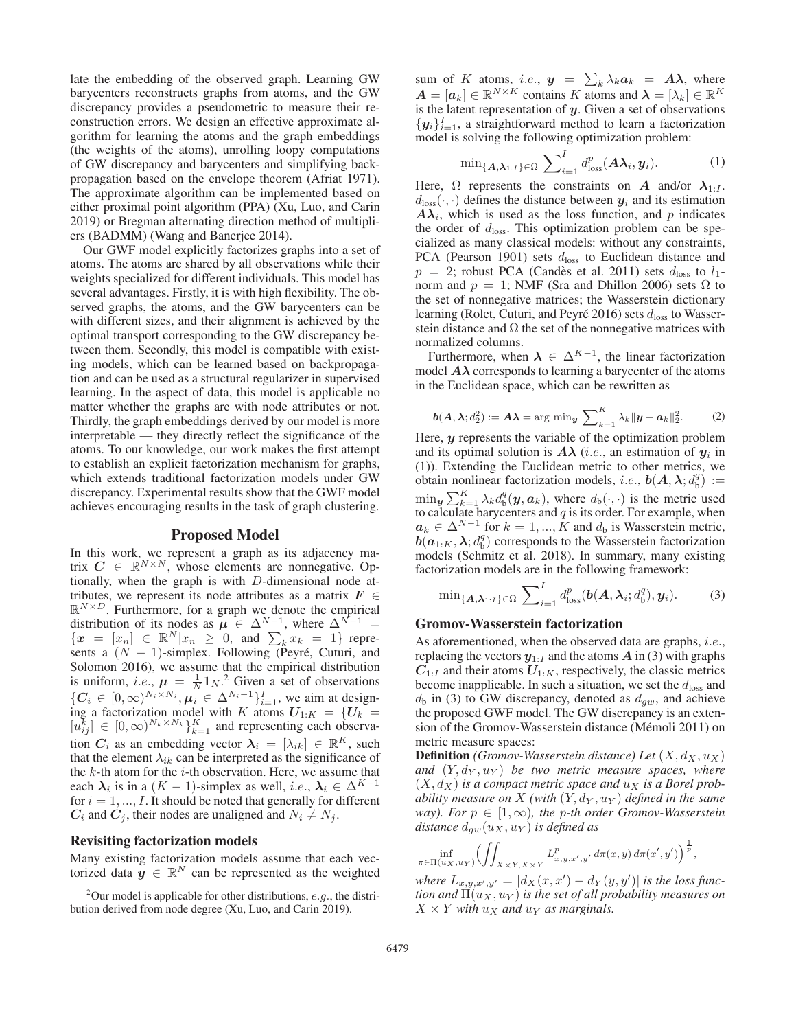late the embedding of the observed graph. Learning GW barycenters reconstructs graphs from atoms, and the GW discrepancy provides a pseudometric to measure their reconstruction errors. We design an effective approximate algorithm for learning the atoms and the graph embeddings (the weights of the atoms), unrolling loopy computations of GW discrepancy and barycenters and simplifying backpropagation based on the envelope theorem (Afriat 1971). The approximate algorithm can be implemented based on either proximal point algorithm (PPA) (Xu, Luo, and Carin 2019) or Bregman alternating direction method of multipliers (BADMM) (Wang and Banerjee 2014).

Our GWF model explicitly factorizes graphs into a set of atoms. The atoms are shared by all observations while their weights specialized for different individuals. This model has several advantages. Firstly, it is with high flexibility. The observed graphs, the atoms, and the GW barycenters can be with different sizes, and their alignment is achieved by the optimal transport corresponding to the GW discrepancy between them. Secondly, this model is compatible with existing models, which can be learned based on backpropagation and can be used as a structural regularizer in supervised learning. In the aspect of data, this model is applicable no matter whether the graphs are with node attributes or not. Thirdly, the graph embeddings derived by our model is more interpretable — they directly reflect the significance of the atoms. To our knowledge, our work makes the first attempt to establish an explicit factorization mechanism for graphs, which extends traditional factorization models under GW discrepancy. Experimental results show that the GWF model achieves encouraging results in the task of graph clustering.

## Proposed Model

In this work, we represent a graph as its adjacency matrix $\boldsymbol{C} \in \mathbb{R}^{N\times N}$, whose elements are nonnegative. Optionally, when the graph is with $D$-dimensional node attributes, we represent its node attributes as a matrix $\boldsymbol{F} \in \mathbb{R}^{N\times D}$. Furthermore, for a graph we denote the empirical distribution of its nodes as $\boldsymbol{\mu} \in \Delta^{N-1}$, where $\Delta^{N-1} = \{\boldsymbol{x} = [x_n] \in \mathbb{R}^N | x_n \geq 0, \text{ and } \sum_k x_k = 1\}$ represents a $(N-1)$-simplex. Following (Peyré, Cuturi, and Solomon 2016), we assume that the empirical distribution is uniform, *i.e.*, $\boldsymbol{\mu} = \frac{1}{N}\boldsymbol{1}_N$.[2] Given a set of observations $\{\boldsymbol{C}_i \in [0,\infty)^{N_i\times N_i}, \boldsymbol{\mu}_i \in \Delta^{N_i-1}\}_{i=1}^I$, we aim at designing a factorization model with $K$ atoms $\boldsymbol{U}_{1:K} = \{\boldsymbol{U}_k = [u_{ij}^k] \in [0,\infty)^{N_k\times N_k}\}_{k=1}^K$ and representing each observation $\boldsymbol{C}_i$ as an embedding vector $\boldsymbol{\lambda}_i = [\lambda_{ik}] \in \mathbb{R}^K$, such that the element $\lambda_{ik}$ can be interpreted as the significance of the $k$-th atom for the $i$-th observation. Here, we assume that each $\boldsymbol{\lambda}_i$ is in a $(K-1)$-simplex as well, *i.e.*, $\boldsymbol{\lambda}_i \in \Delta^{K-1}$ for $i = 1, ..., I$. It should be noted that generally for different $\boldsymbol{C}_i$ and $\boldsymbol{C}_j$, their nodes are unaligned and $N_i \neq N_j$.

### Revisiting factorization models

Many existing factorization models assume that each vectorized data $\boldsymbol{y} \in \mathbb{R}^N$ can be represented as the weighted sum of $K$ atoms, *i.e.*, $\boldsymbol{y} = \sum_k \lambda_k \boldsymbol{a}_k = \boldsymbol{A}\boldsymbol{\lambda}$, where $\boldsymbol{A} = [\boldsymbol{a}_k] \in \mathbb{R}^{N\times K}$ contains $K$ atoms and $\boldsymbol{\lambda} = [\lambda_k] \in \mathbb{R}^K$ is the latent representation of $\boldsymbol{y}$. Given a set of observations $\{\boldsymbol{y}_i\}_{i=1}^I$, a straightforward method to learn a factorization model is solving the following optimization problem:

$$\min_{\{\boldsymbol{A},\boldsymbol{\lambda}_{1:I}\}\in\Omega} \sum_{i=1}^I d_{\text{loss}}^p(\boldsymbol{A}\boldsymbol{\lambda}_i, \boldsymbol{y}_i). \tag{1}$$

Here, $\Omega$ represents the constraints on $\boldsymbol{A}$ and/or $\boldsymbol{\lambda}_{1:I}$. $d_{\text{loss}}(\cdot,\cdot)$ defines the distance between $\boldsymbol{y}_i$ and its estimation $\boldsymbol{A}\boldsymbol{\lambda}_i$, which is used as the loss function, and $p$ indicates the order of $d_{\text{loss}}$. This optimization problem can be specialized as many classical models: without any constraints, PCA (Pearson 1901) sets $d_{\text{loss}}$ to Euclidean distance and $p = 2$; robust PCA (Candès et al. 2011) sets $d_{\text{loss}}$ to $l_1$-norm and $p = 1$; NMF (Sra and Dhillon 2006) sets $\Omega$ to the set of nonnegative matrices; the Wasserstein dictionary learning (Rolet, Cuturi, and Peyré 2016) sets $d_{\text{loss}}$ to Wasserstein distance and $\Omega$ the set of the nonnegative matrices with normalized columns.

Furthermore, when $\boldsymbol{\lambda} \in \Delta^{K-1}$, the linear factorization model $\boldsymbol{A}\boldsymbol{\lambda}$ corresponds to learning a barycenter of the atoms in the Euclidean space, which can be rewritten as

$$\boldsymbol{b}(\boldsymbol{A},\boldsymbol{\lambda}; d_2^2) := \boldsymbol{A}\boldsymbol{\lambda} = \arg\min_{\boldsymbol{y}} \sum_{k=1}^K \lambda_k \|\boldsymbol{y} - \boldsymbol{a}_k\|_2^2. \tag{2}$$

Here, $\boldsymbol{y}$ represents the variable of the optimization problem and its optimal solution is $\boldsymbol{A}\boldsymbol{\lambda}$ (*i.e.*, an estimation of $\boldsymbol{y}_i$ in (1)). Extending the Euclidean metric to other metrics, we obtain nonlinear factorization models, *i.e.*, $\boldsymbol{b}(\boldsymbol{A},\boldsymbol{\lambda}; d_{\text{b}}^q) := \min_{\boldsymbol{y}} \sum_{k=1}^K \lambda_k d_{\text{b}}^q(\boldsymbol{y}, \boldsymbol{a}_k)$, where $d_{\text{b}}(\cdot,\cdot)$ is the metric used to calculate barycenters and $q$ is its order. For example, when $\boldsymbol{a}_k \in \Delta^{N-1}$ for $k = 1, ..., K$ and $d_{\text{b}}$ is Wasserstein metric, $\boldsymbol{b}(\boldsymbol{a}_{1:K},\boldsymbol{\lambda}; d_{\text{b}}^q)$ corresponds to the Wasserstein factorization models (Schmitz et al. 2018). In summary, many existing factorization models are in the following framework:

$$\min_{\{\boldsymbol{A},\boldsymbol{\lambda}_{1:I}\}\in\Omega} \sum_{i=1}^I d_{\text{loss}}^p(\boldsymbol{b}(\boldsymbol{A},\boldsymbol{\lambda}_i; d_{\text{b}}^q), \boldsymbol{y}_i). \tag{3}$$

### Gromov-Wasserstein factorization

As aforementioned, when the observed data are graphs, *i.e.*, replacing the vectors $\boldsymbol{y}_{1:I}$ and the atoms $\boldsymbol{A}$ in (3) with graphs $\boldsymbol{C}_{1:I}$ and their atoms $\boldsymbol{U}_{1:K}$, respectively, the classic metrics become inapplicable. In such a situation, we set the $d_{\text{loss}}$ and $d_{\text{b}}$ in (3) to GW discrepancy, denoted as $d_{gw}$, and achieve the proposed GWF model. The GW discrepancy is an extension of the Gromov-Wasserstein distance (Mémoli 2011) on metric measure spaces:

**Definition** *(Gromov-Wasserstein distance) Let $(X, d_X, u_X)$ and $(Y, d_Y, u_Y)$ be two metric measure spaces, where $(X, d_X)$ is a compact metric space and $u_X$ is a Borel probability measure on $X$ (with $(Y, d_Y, u_Y)$ defined in the same way). For $p \in [1,\infty)$, the $p$-th order Gromov-Wasserstein distance $d_{gw}(u_X, u_Y)$ is defined as*

$$\inf_{\pi\in\Pi(u_X,u_Y)} \Big(\iint_{X\times Y, X\times Y} L_{x,y,x',y'}^p \, d\pi(x,y)\, d\pi(x',y')\Big)^{\frac{1}{p}},$$

*where $L_{x,y,x',y'} = |d_X(x,x') - d_Y(y,y')|$ is the loss function and $\Pi(u_X, u_Y)$ is the set of all probability measures on $X \times Y$ with $u_X$ and $u_Y$ as marginals.*

[2] Our model is applicable for other distributions, *e.g.*, the distribution derived from node degree (Xu, Luo, and Carin 2019).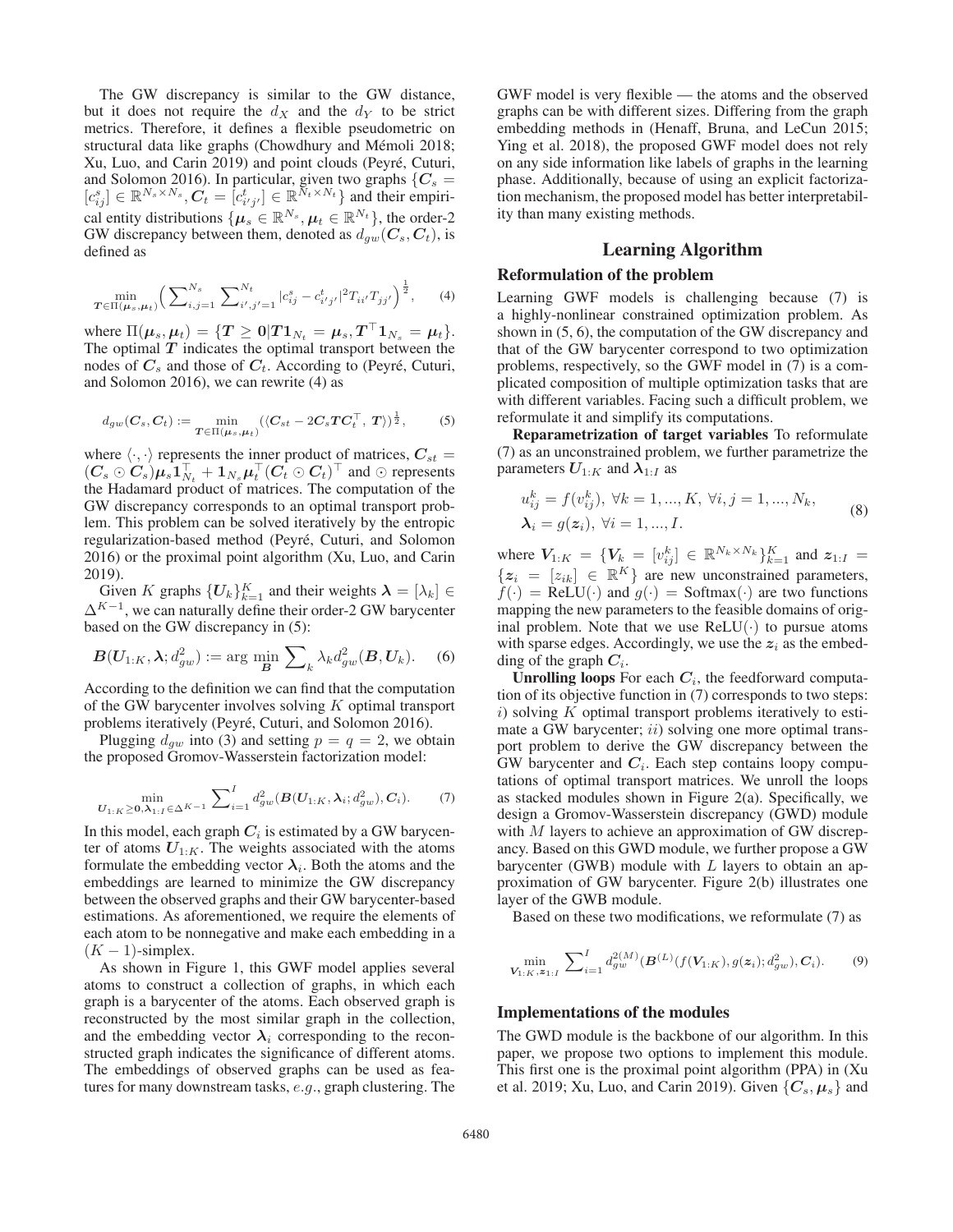The GW discrepancy is similar to the GW distance, but it does not require the $d_X$ and the $d_Y$ to be strict metrics. Therefore, it defines a flexible pseudometric on structural data like graphs (Chowdhury and Mémoli 2018; Xu, Luo, and Carin 2019) and point clouds (Peyré, Cuturi, and Solomon 2016). In particular, given two graphs $\{\boldsymbol{C}_s = [c_{ij}^s] \in \mathbb{R}^{N_s \times N_s}, \boldsymbol{C}_t = [c_{i'j'}^t] \in \mathbb{R}^{N_t \times N_t}\}$ and their empirical entity distributions $\{\boldsymbol{\mu}_s \in \mathbb{R}^{N_s}, \boldsymbol{\mu}_t \in \mathbb{R}^{N_t}\}$, the order-2 GW discrepancy between them, denoted as $d_{gw}(\boldsymbol{C}_s, \boldsymbol{C}_t)$, is defined as

$$\min_{\boldsymbol{T}\in\Pi(\boldsymbol{\mu}_s,\boldsymbol{\mu}_t)} \Big(\sum\nolimits_{i,j=1}^{N_s} \sum\nolimits_{i',j'=1}^{N_t} |c_{ij}^s - c_{i'j'}^t|^2 T_{ii'} T_{jj'}\Big)^{\frac{1}{2}}, \quad (4)$$

where $\Pi(\boldsymbol{\mu}_s, \boldsymbol{\mu}_t) = \{\boldsymbol{T} \geq \boldsymbol{0} | \boldsymbol{T}\boldsymbol{1}_{N_t} = \boldsymbol{\mu}_s, \boldsymbol{T}^\top \boldsymbol{1}_{N_s} = \boldsymbol{\mu}_t\}$. The optimal $\boldsymbol{T}$ indicates the optimal transport between the nodes of $\boldsymbol{C}_s$ and those of $\boldsymbol{C}_t$. According to (Peyré, Cuturi, and Solomon 2016), we can rewrite (4) as

$$d_{gw}(\boldsymbol{C}_s, \boldsymbol{C}_t) := \min_{\boldsymbol{T}\in\Pi(\boldsymbol{\mu}_s,\boldsymbol{\mu}_t)} (\langle \boldsymbol{C}_{st} - 2\boldsymbol{C}_s \boldsymbol{T} \boldsymbol{C}_t^\top, \boldsymbol{T}\rangle)^{\frac{1}{2}}, \quad (5)$$

where $\langle\cdot,\cdot\rangle$ represents the inner product of matrices, $\boldsymbol{C}_{st} = (\boldsymbol{C}_s \odot \boldsymbol{C}_s)\boldsymbol{\mu}_s \boldsymbol{1}_{N_t}^\top + \boldsymbol{1}_{N_s}\boldsymbol{\mu}_t^\top (\boldsymbol{C}_t \odot \boldsymbol{C}_t)^\top$ and $\odot$ represents the Hadamard product of matrices. The computation of the GW discrepancy corresponds to an optimal transport problem. This problem can be solved iteratively by the entropic regularization-based method (Peyré, Cuturi, and Solomon 2016) or the proximal point algorithm (Xu, Luo, and Carin 2019).

Given $K$ graphs $\{\boldsymbol{U}_k\}_{k=1}^K$ and their weights $\boldsymbol{\lambda} = [\lambda_k] \in \Delta^{K-1}$, we can naturally define their order-2 GW barycenter based on the GW discrepancy in (5):

$$\boldsymbol{B}(\boldsymbol{U}_{1:K}, \boldsymbol{\lambda}; d_{gw}^2) := \arg\min_{\boldsymbol{B}} \sum\nolimits_k \lambda_k d_{gw}^2(\boldsymbol{B}, \boldsymbol{U}_k). \quad (6)$$

According to the definition we can find that the computation of the GW barycenter involves solving $K$ optimal transport problems iteratively (Peyré, Cuturi, and Solomon 2016).

Plugging $d_{gw}$ into (3) and setting $p = q = 2$, we obtain the proposed Gromov-Wasserstein factorization model:

$$\min_{\boldsymbol{U}_{1:K}\geq\boldsymbol{0}, \boldsymbol{\lambda}_{1:I}\in\Delta^{K-1}} \sum\nolimits_{i=1}^{I} d_{gw}^2(\boldsymbol{B}(\boldsymbol{U}_{1:K}, \boldsymbol{\lambda}_i; d_{gw}^2), \boldsymbol{C}_i). \quad (7)$$

In this model, each graph $\boldsymbol{C}_i$ is estimated by a GW barycenter of atoms $\boldsymbol{U}_{1:K}$. The weights associated with the atoms formulate the embedding vector $\boldsymbol{\lambda}_i$. Both the atoms and the embeddings are learned to minimize the GW discrepancy between the observed graphs and their GW barycenter-based estimations. As aforementioned, we require the elements of each atom to be nonnegative and make each embedding in a $(K-1)$-simplex.

As shown in Figure 1, this GWF model applies several atoms to construct a collection of graphs, in which each graph is a barycenter of the atoms. Each observed graph is reconstructed by the most similar graph in the collection, and the embedding vector $\boldsymbol{\lambda}_i$ corresponding to the reconstructed graph indicates the significance of different atoms. The embeddings of observed graphs can be used as features for many downstream tasks, *e.g.*, graph clustering. The GWF model is very flexible — the atoms and the observed graphs can be with different sizes. Differing from the graph embedding methods in (Henaff, Bruna, and LeCun 2015; Ying et al. 2018), the proposed GWF model does not rely on any side information like labels of graphs in the learning phase. Additionally, because of using an explicit factorization mechanism, the proposed model has better interpretability than many existing methods.

## Learning Algorithm

### Reformulation of the problem

Learning GWF models is challenging because (7) is a highly-nonlinear constrained optimization problem. As shown in (5, 6), the computation of the GW discrepancy and that of the GW barycenter correspond to two optimization problems, respectively, so the GWF model in (7) is a complicated composition of multiple optimization tasks that are with different variables. Facing such a difficult problem, we reformulate it and simplify its computations.

**Reparametrization of target variables** To reformulate (7) as an unconstrained problem, we further parametrize the parameters $\boldsymbol{U}_{1:K}$ and $\boldsymbol{\lambda}_{1:I}$ as

$$\begin{aligned} &u_{ij}^k = f(v_{ij}^k),\ \forall k = 1, ..., K,\ \forall i, j = 1, ..., N_k, \\ &\boldsymbol{\lambda}_i = g(\boldsymbol{z}_i),\ \forall i = 1, ..., I. \end{aligned} \quad (8)$$

where $\boldsymbol{V}_{1:K} = \{\boldsymbol{V}_k = [v_{ij}^k] \in \mathbb{R}^{N_k \times N_k}\}_{k=1}^K$ and $\boldsymbol{z}_{1:I} = \{\boldsymbol{z}_i = [z_{ik}] \in \mathbb{R}^K\}$ are new unconstrained parameters, $f(\cdot) = \text{ReLU}(\cdot)$ and $g(\cdot) = \text{Softmax}(\cdot)$ are two functions mapping the new parameters to the feasible domains of original problem. Note that we use $\text{ReLU}(\cdot)$ to pursue atoms with sparse edges. Accordingly, we use the $\boldsymbol{z}_i$ as the embedding of the graph $\boldsymbol{C}_i$.

**Unrolling loops** For each $\boldsymbol{C}_i$, the feedforward computation of its objective function in (7) corresponds to two steps: *i*) solving $K$ optimal transport problems iteratively to estimate a GW barycenter; *ii*) solving one more optimal transport problem to derive the GW discrepancy between the GW barycenter and $\boldsymbol{C}_i$. Each step contains loopy computations of optimal transport matrices. We unroll the loops as stacked modules shown in Figure 2(a). Specifically, we design a Gromov-Wasserstein discrepancy (GWD) module with $M$ layers to achieve an approximation of GW discrepancy. Based on this GWD module, we further propose a GW barycenter (GWB) module with $L$ layers to obtain an approximation of GW barycenter. Figure 2(b) illustrates one layer of the GWB module.

Based on these two modifications, we reformulate (7) as

$$\min_{\boldsymbol{V}_{1:K}, \boldsymbol{z}_{1:I}} \sum\nolimits_{i=1}^{I} d_{gw}^{2(M)}(\boldsymbol{B}^{(L)}(f(\boldsymbol{V}_{1:K}), g(\boldsymbol{z}_i); d_{gw}^2), \boldsymbol{C}_i). \quad (9)$$

### Implementations of the modules

The GWD module is the backbone of our algorithm. In this paper, we propose two options to implement this module. This first one is the proximal point algorithm (PPA) in (Xu et al. 2019; Xu, Luo, and Carin 2019). Given $\{\boldsymbol{C}_s, \boldsymbol{\mu}_s\}$ and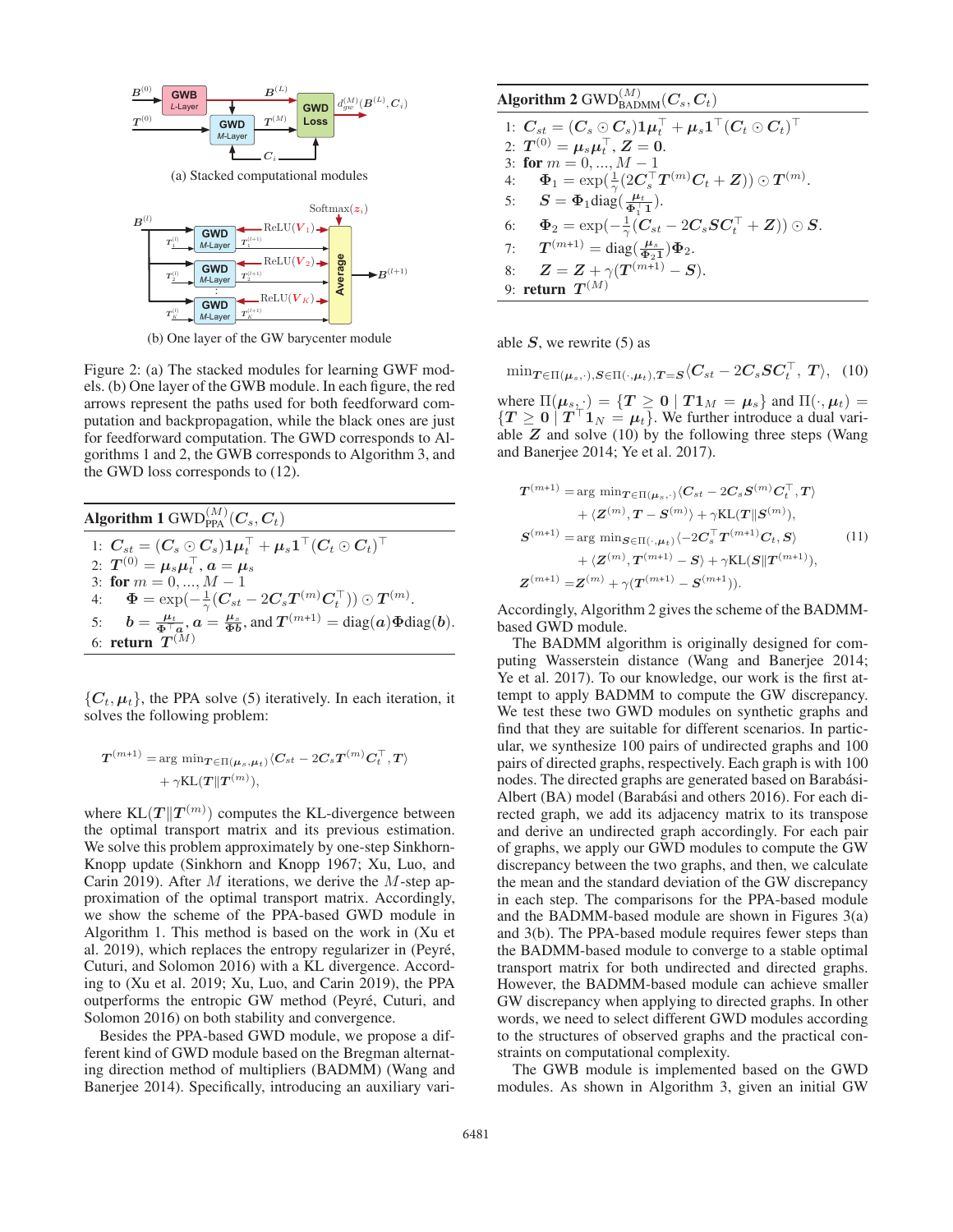(a) Stacked computational modules

(b) One layer of the GW barycenter module

Figure 2: (a) The stacked modules for learning GWF models. (b) One layer of the GWB module. In each figure, the red arrows represent the paths used for both feedforward computation and backpropagation, while the black ones are just for feedforward computation. The GWD corresponds to Algorithms 1 and 2, the GWB corresponds to Algorithm 3, and the GWD loss corresponds to (12).

**Algorithm 1** $\text{GWD}_{\text{PPA}}^{(M)}(\boldsymbol{C}_s, \boldsymbol{C}_t)$

1: $\boldsymbol{C}_{st} = (\boldsymbol{C}_s \odot \boldsymbol{C}_s)\boldsymbol{1}\boldsymbol{\mu}_t^\top + \boldsymbol{\mu}_s\boldsymbol{1}^\top(\boldsymbol{C}_t \odot \boldsymbol{C}_t)^\top$
2: $\boldsymbol{T}^{(0)} = \boldsymbol{\mu}_s\boldsymbol{\mu}_t^\top$, $\boldsymbol{a} = \boldsymbol{\mu}_s$
3: **for** $m = 0, ..., M-1$
4: $\quad \boldsymbol{\Phi} = \exp(-\frac{1}{\gamma}(\boldsymbol{C}_{st} - 2\boldsymbol{C}_s\boldsymbol{T}^{(m)}\boldsymbol{C}_t^\top)) \odot \boldsymbol{T}^{(m)}$.
5: $\quad \boldsymbol{b} = \frac{\boldsymbol{\mu}_t}{\boldsymbol{\Phi}^\top \boldsymbol{a}}$, $\boldsymbol{a} = \frac{\boldsymbol{\mu}_s}{\boldsymbol{\Phi}\boldsymbol{b}}$, and $\boldsymbol{T}^{(m+1)} = \text{diag}(\boldsymbol{a})\boldsymbol{\Phi}\text{diag}(\boldsymbol{b})$.
6: **return** $\boldsymbol{T}^{(M)}$

$\{\boldsymbol{C}_t, \boldsymbol{\mu}_t\}$, the PPA solve (5) iteratively. In each iteration, it solves the following problem:

$$\begin{aligned}\boldsymbol{T}^{(m+1)} = &\arg\min\nolimits_{\boldsymbol{T}\in\Pi(\boldsymbol{\mu}_s,\boldsymbol{\mu}_t)} \langle \boldsymbol{C}_{st} - 2\boldsymbol{C}_s\boldsymbol{T}^{(m)}\boldsymbol{C}_t^\top, \boldsymbol{T}\rangle \\ &+ \gamma \text{KL}(\boldsymbol{T}\|\boldsymbol{T}^{(m)}),\end{aligned}$$

where $\text{KL}(\boldsymbol{T}\|\boldsymbol{T}^{(m)})$ computes the KL-divergence between the optimal transport matrix and its previous estimation. We solve this problem approximately by one-step Sinkhorn-Knopp update (Sinkhorn and Knopp 1967; Xu, Luo, and Carin 2019). After $M$ iterations, we derive the $M$-step approximation of the optimal transport matrix. Accordingly, we show the scheme of the PPA-based GWD module in Algorithm 1. This method is based on the work in (Xu et al. 2019), which replaces the entropy regularizer in (Peyré, Cuturi, and Solomon 2016) with a KL divergence. According to (Xu et al. 2019; Xu, Luo, and Carin 2019), the PPA outperforms the entropic GW method (Peyré, Cuturi, and Solomon 2016) on both stability and convergence.

Besides the PPA-based GWD module, we propose a different kind of GWD module based on the Bregman alternating direction method of multipliers (BADMM) (Wang and Banerjee 2014). Specifically, introducing an auxiliary variable $\boldsymbol{S}$, we rewrite (5) as

$$\min\nolimits_{\boldsymbol{T}\in\Pi(\boldsymbol{\mu}_s,\cdot),\boldsymbol{S}\in\Pi(\cdot,\boldsymbol{\mu}_t),\boldsymbol{T}=\boldsymbol{S}} \langle \boldsymbol{C}_{st} - 2\boldsymbol{C}_s\boldsymbol{S}\boldsymbol{C}_t^\top, \ \boldsymbol{T}\rangle, \quad (10)$$

where $\Pi(\boldsymbol{\mu}_s,\cdot) = \{\boldsymbol{T} \geq \boldsymbol{0} \mid \boldsymbol{T}\boldsymbol{1}_M = \boldsymbol{\mu}_s\}$ and $\Pi(\cdot,\boldsymbol{\mu}_t) = \{\boldsymbol{T} \geq \boldsymbol{0} \mid \boldsymbol{T}^\top\boldsymbol{1}_N = \boldsymbol{\mu}_t\}$. We further introduce a dual variable $\boldsymbol{Z}$ and solve (10) by the following three steps (Wang and Banerjee 2014; Ye et al. 2017).

$$\begin{aligned}\boldsymbol{T}^{(m+1)} =&\arg\min\nolimits_{\boldsymbol{T}\in\Pi(\boldsymbol{\mu}_s,\cdot)} \langle \boldsymbol{C}_{st} - 2\boldsymbol{C}_s\boldsymbol{S}^{(m)}\boldsymbol{C}_t^\top, \boldsymbol{T}\rangle \\ &+ \langle \boldsymbol{Z}^{(m)}, \boldsymbol{T} - \boldsymbol{S}^{(m)}\rangle + \gamma\text{KL}(\boldsymbol{T}\|\boldsymbol{S}^{(m)}), \\ \boldsymbol{S}^{(m+1)} =&\arg\min\nolimits_{\boldsymbol{S}\in\Pi(\cdot,\boldsymbol{\mu}_t)} \langle -2\boldsymbol{C}_s^\top\boldsymbol{T}^{(m+1)}\boldsymbol{C}_t, \boldsymbol{S}\rangle \\ &+ \langle \boldsymbol{Z}^{(m)}, \boldsymbol{T}^{(m+1)} - \boldsymbol{S}\rangle + \gamma\text{KL}(\boldsymbol{S}\|\boldsymbol{T}^{(m+1)}), \\ \boldsymbol{Z}^{(m+1)} =&\boldsymbol{Z}^{(m)} + \gamma(\boldsymbol{T}^{(m+1)} - \boldsymbol{S}^{(m+1)})).\end{aligned} \quad (11)$$

**Algorithm 2** $\text{GWD}_{\text{BADMM}}^{(M)}(\boldsymbol{C}_s, \boldsymbol{C}_t)$

1: $\boldsymbol{C}_{st} = (\boldsymbol{C}_s \odot \boldsymbol{C}_s)\boldsymbol{1}\boldsymbol{\mu}_t^\top + \boldsymbol{\mu}_s\boldsymbol{1}^\top(\boldsymbol{C}_t \odot \boldsymbol{C}_t)^\top$
2: $\boldsymbol{T}^{(0)} = \boldsymbol{\mu}_s\boldsymbol{\mu}_t^\top$, $\boldsymbol{Z} = \boldsymbol{0}$.
3: **for** $m = 0, ..., M-1$
4: $\quad \boldsymbol{\Phi}_1 = \exp(\frac{1}{\gamma}(2\boldsymbol{C}_s^\top\boldsymbol{T}^{(m)}\boldsymbol{C}_t + \boldsymbol{Z})) \odot \boldsymbol{T}^{(m)}$.
5: $\quad \boldsymbol{S} = \boldsymbol{\Phi}_1\text{diag}(\frac{\boldsymbol{\mu}_t}{\boldsymbol{\Phi}_1^\top\boldsymbol{1}})$.
6: $\quad \boldsymbol{\Phi}_2 = \exp(-\frac{1}{\gamma}(\boldsymbol{C}_{st} - 2\boldsymbol{C}_s\boldsymbol{S}\boldsymbol{C}_t^\top + \boldsymbol{Z})) \odot \boldsymbol{S}$.
7: $\quad \boldsymbol{T}^{(m+1)} = \text{diag}(\frac{\boldsymbol{\mu}_s}{\boldsymbol{\Phi}_2\boldsymbol{1}})\boldsymbol{\Phi}_2$.
8: $\quad \boldsymbol{Z} = \boldsymbol{Z} + \gamma(\boldsymbol{T}^{(m+1)} - \boldsymbol{S})$.
9: **return** $\boldsymbol{T}^{(M)}$

Accordingly, Algorithm 2 gives the scheme of the BADMM-based GWD module.

The BADMM algorithm is originally designed for computing Wasserstein distance (Wang and Banerjee 2014; Ye et al. 2017). To our knowledge, our work is the first attempt to apply BADMM to compute the GW discrepancy. We test these two GWD modules on synthetic graphs and find that they are suitable for different scenarios. In particular, we synthesize 100 pairs of undirected graphs and 100 pairs of directed graphs, respectively. Each graph is with 100 nodes. The directed graphs are generated based on Barabási-Albert (BA) model (Barabási and others 2016). For each directed graph, we add its adjacency matrix to its transpose and derive an undirected graph accordingly. For each pair of graphs, we apply our GWD modules to compute the GW discrepancy between the two graphs, and then, we calculate the mean and the standard deviation of the GW discrepancy in each step. The comparisons for the PPA-based module and the BADMM-based module are shown in Figures 3(a) and 3(b). The PPA-based module requires fewer steps than the BADMM-based module to converge to a stable optimal transport matrix for both undirected and directed graphs. However, the BADMM-based module can achieve smaller GW discrepancy when applying to directed graphs. In other words, we need to select different GWD modules according to the structures of observed graphs and the practical constraints on computational complexity.

The GWB module is implemented based on the GWD modules. As shown in Algorithm 3, given an initial GW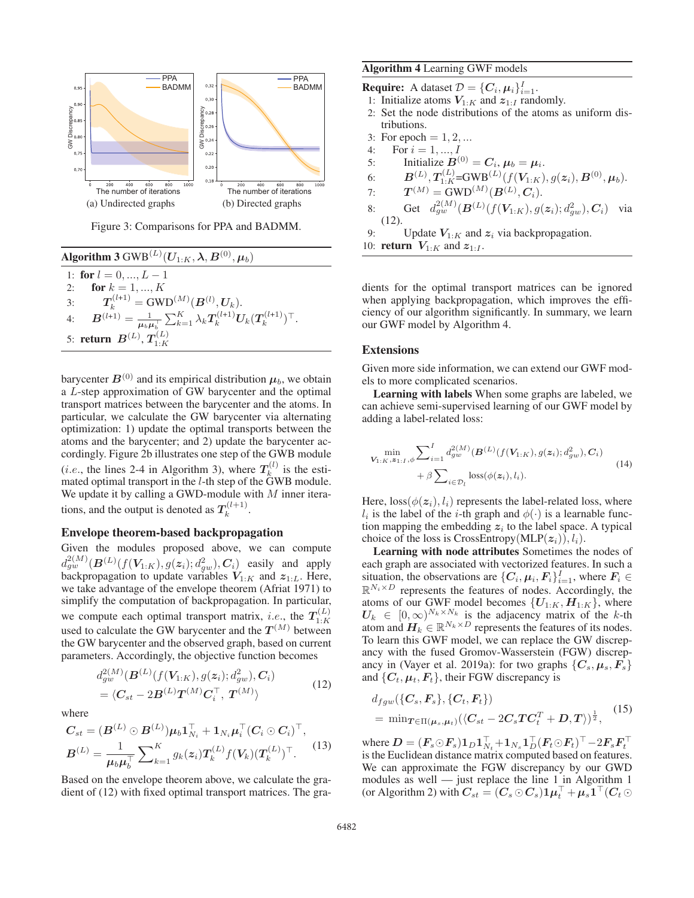Figure 3: Comparisons for PPA and BADMM.

(a) Undirected graphs

(b) Directed graphs

**Algorithm 3** $\text{GWB}^{(L)}(\boldsymbol{U}_{1:K}, \boldsymbol{\lambda}, \boldsymbol{B}^{(0)}, \boldsymbol{\mu}_b)$

1: **for** $l = 0, ..., L-1$
2: **for** $k = 1, ..., K$
3: $\boldsymbol{T}_k^{(l+1)} = \text{GWD}^{(M)}(\boldsymbol{B}^{(l)}, \boldsymbol{U}_k)$.
4: $\boldsymbol{B}^{(l+1)} = \frac{1}{\boldsymbol{\mu}_b \boldsymbol{\mu}_b^\top} \sum_{k=1}^K \lambda_k \boldsymbol{T}_k^{(l+1)} \boldsymbol{U}_k (\boldsymbol{T}_k^{(l+1)})^\top$.
5: **return** $\boldsymbol{B}^{(L)}, \boldsymbol{T}_{1:K}^{(L)}$

barycenter $\boldsymbol{B}^{(0)}$ and its empirical distribution $\boldsymbol{\mu}_b$, we obtain a $L$-step approximation of GW barycenter and the optimal transport matrices between the barycenter and the atoms. In particular, we calculate the GW barycenter via alternating optimization: 1) update the optimal transports between the atoms and the barycenter; and 2) update the barycenter accordingly. Figure 2b illustrates one step of the GWB module (*i.e.*, the lines 2-4 in Algorithm 3), where $\boldsymbol{T}_k^{(l)}$ is the estimated optimal transport in the $l$-th step of the GWB module. We update it by calling a GWD-module with $M$ inner iterations, and the output is denoted as $\boldsymbol{T}_k^{(l+1)}$.

### Envelope theorem-based backpropagation

Given the modules proposed above, we can compute $d_{gw}^{2(M)}(\boldsymbol{B}^{(L)}(f(\boldsymbol{V}_{1:K}), g(\boldsymbol{z}_i); d_{gw}^2), \boldsymbol{C}_i)$ easily and apply backpropagation to update variables $\boldsymbol{V}_{1:K}$ and $\boldsymbol{z}_{1:L}$. Here, we take advantage of the envelope theorem (Afriat 1971) to simplify the computation of backpropagation. In particular, we compute each optimal transport matrix, *i.e.*, the $\boldsymbol{T}_{1:K}^{(L)}$ used to calculate the GW barycenter and the $\boldsymbol{T}^{(M)}$ between the GW barycenter and the observed graph, based on current parameters. Accordingly, the objective function becomes

$$
\begin{aligned}
&d_{gw}^{2(M)}(\boldsymbol{B}^{(L)}(f(\boldsymbol{V}_{1:K}), g(\boldsymbol{z}_i); d_{gw}^2), \boldsymbol{C}_i)\\
&= \langle \boldsymbol{C}_{st} - 2\boldsymbol{B}^{(L)}\boldsymbol{T}^{(M)}\boldsymbol{C}_i^\top, \boldsymbol{T}^{(M)}\rangle
\end{aligned}
\tag{12}
$$

where

$$
\begin{aligned}
\boldsymbol{C}_{st} &= (\boldsymbol{B}^{(L)} \odot \boldsymbol{B}^{(L)})\boldsymbol{\mu}_b \boldsymbol{1}_{N_i}^\top + \boldsymbol{1}_{N_i}\boldsymbol{\mu}_i^\top (\boldsymbol{C}_i \odot \boldsymbol{C}_i)^\top,\\
\boldsymbol{B}^{(L)} &= \frac{1}{\boldsymbol{\mu}_b \boldsymbol{\mu}_b^\top} \sum_{k=1}^K g_k(\boldsymbol{z}_i) \boldsymbol{T}_k^{(L)} f(\boldsymbol{V}_k)(\boldsymbol{T}_k^{(L)})^\top.
\end{aligned}
\tag{13}
$$

Based on the envelope theorem above, we calculate the gradient of (12) with fixed optimal transport matrices. The gradients for the optimal transport matrices can be ignored when applying backpropagation, which improves the efficiency of our algorithm significantly. In summary, we learn our GWF model by Algorithm 4.

**Algorithm 4** Learning GWF models

**Require:** A dataset $\mathcal{D} = \{\boldsymbol{C}_i, \boldsymbol{\mu}_i\}_{i=1}^I$.
1: Initialize atoms $\boldsymbol{V}_{1:K}$ and $\boldsymbol{z}_{1:I}$ randomly.
2: Set the node distributions of the atoms as uniform distributions.
3: For epoch $= 1, 2, ...$
4: For $i = 1, ..., I$
5: Initialize $\boldsymbol{B}^{(0)} = \boldsymbol{C}_i, \boldsymbol{\mu}_b = \boldsymbol{\mu}_i$.
6: $\boldsymbol{B}^{(L)}, \boldsymbol{T}_{1:K}^{(L)}$=$\text{GWB}^{(L)}(f(\boldsymbol{V}_{1:K}), g(\boldsymbol{z}_i), \boldsymbol{B}^{(0)}, \boldsymbol{\mu}_b)$.
7: $\boldsymbol{T}^{(M)} = \text{GWD}^{(M)}(\boldsymbol{B}^{(L)}, \boldsymbol{C}_i)$.
8: Get $d_{gw}^{2(M)}(\boldsymbol{B}^{(L)}(f(\boldsymbol{V}_{1:K}), g(\boldsymbol{z}_i); d_{gw}^2), \boldsymbol{C}_i)$ via (12).
9: Update $\boldsymbol{V}_{1:K}$ and $\boldsymbol{z}_i$ via backpropagation.
10: **return** $\boldsymbol{V}_{1:K}$ and $\boldsymbol{z}_{1:I}$.

### Extensions

Given more side information, we can extend our GWF models to more complicated scenarios.

**Learning with labels** When some graphs are labeled, we can achieve semi-supervised learning of our GWF model by adding a label-related loss:

$$
\begin{aligned}
\min_{\boldsymbol{V}_{1:K}, \boldsymbol{z}_{1:I}, \phi} &\sum\nolimits_{i=1}^I d_{gw}^{2(M)}(\boldsymbol{B}^{(L)}(f(\boldsymbol{V}_{1:K}), g(\boldsymbol{z}_i); d_{gw}^2), \boldsymbol{C}_i)\\
&+ \beta \sum\nolimits_{i\in\mathcal{D}_l} \text{loss}(\phi(\boldsymbol{z}_i), l_i).
\end{aligned}
\tag{14}
$$

Here, $\text{loss}(\phi(\boldsymbol{z}_i), l_i)$ represents the label-related loss, where $l_i$ is the label of the $i$-th graph and $\phi(\cdot)$ is a learnable function mapping the embedding $\boldsymbol{z}_i$ to the label space. A typical choice of the loss is $\text{CrossEntropy}(\text{MLP}(\boldsymbol{z}_i)), l_i)$.

**Learning with node attributes** Sometimes the nodes of each graph are associated with vectorized features. In such a situation, the observations are $\{\boldsymbol{C}_i, \boldsymbol{\mu}_i, \boldsymbol{F}_i\}_{i=1}^I$, where $\boldsymbol{F}_i \in \mathbb{R}^{N_i\times D}$ represents the features of nodes. Accordingly, the atoms of our GWF model becomes $\{\boldsymbol{U}_{1:K}, \boldsymbol{H}_{1:K}\}$, where $\boldsymbol{U}_k \in [0,\infty)^{N_k\times N_k}$ is the adjacency matrix of the $k$-th atom and $\boldsymbol{H}_k \in \mathbb{R}^{N_k\times D}$ represents the features of its nodes. To learn this GWF model, we can replace the GW discrepancy with the fused Gromov-Wasserstein (FGW) discrepancy in (Vayer et al. 2019a): for two graphs $\{\boldsymbol{C}_s, \boldsymbol{\mu}_s, \boldsymbol{F}_s\}$ and $\{\boldsymbol{C}_t, \boldsymbol{\mu}_t, \boldsymbol{F}_t\}$, their FGW discrepancy is

$$
\begin{aligned}
&d_{fgw}(\{\boldsymbol{C}_s, \boldsymbol{F}_s\}, \{\boldsymbol{C}_t, \boldsymbol{F}_t\})\\
&= \min\nolimits_{\boldsymbol{T}\in\Pi(\boldsymbol{\mu}_s, \boldsymbol{\mu}_t)} (\langle \boldsymbol{C}_{st} - 2\boldsymbol{C}_s\boldsymbol{T}\boldsymbol{C}_t^T + \boldsymbol{D}, \boldsymbol{T}\rangle)^{\frac{1}{2}},
\end{aligned}
\tag{15}
$$

where $\boldsymbol{D} = (\boldsymbol{F}_s \odot \boldsymbol{F}_s)\boldsymbol{1}_D \boldsymbol{1}_{N_t}^\top + \boldsymbol{1}_{N_s}\boldsymbol{1}_D^\top (\boldsymbol{F}_t \odot \boldsymbol{F}_t)^\top - 2\boldsymbol{F}_s\boldsymbol{F}_t^\top$ is the Euclidean distance matrix computed based on features. We can approximate the FGW discrepancy by our GWD modules as well — just replace the line 1 in Algorithm 1 (or Algorithm 2) with $\boldsymbol{C}_{st} = (\boldsymbol{C}_s \odot \boldsymbol{C}_s)\boldsymbol{1}\boldsymbol{\mu}_t^\top + \boldsymbol{\mu}_s\boldsymbol{1}^\top(\boldsymbol{C}_t \odot$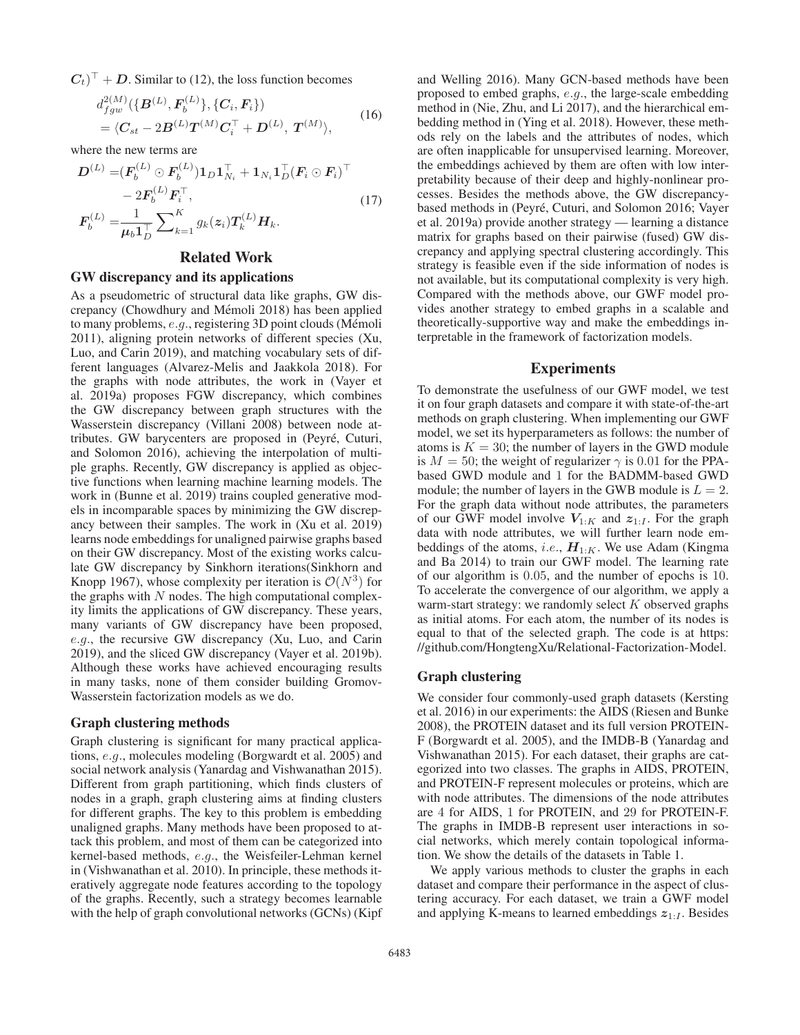$\boldsymbol{C}_t)^\top + \boldsymbol{D}$. Similar to (12), the loss function becomes

$$
\begin{aligned}
&d_{fgw}^{2(M)}(\{\boldsymbol{B}^{(L)}, \boldsymbol{F}_b^{(L)}\}, \{\boldsymbol{C}_i, \boldsymbol{F}_i\}) \\
&= \langle \boldsymbol{C}_{st} - 2\boldsymbol{B}^{(L)}\boldsymbol{T}^{(M)}\boldsymbol{C}_i^\top + \boldsymbol{D}^{(L)},\ \boldsymbol{T}^{(M)} \rangle,
\end{aligned} \tag{16}
$$

where the new terms are

$$
\begin{aligned}
\boldsymbol{D}^{(L)} =& (\boldsymbol{F}_b^{(L)} \odot \boldsymbol{F}_b^{(L)})\boldsymbol{1}_D\boldsymbol{1}_{N_i}^\top + \boldsymbol{1}_{N_i}\boldsymbol{1}_D^\top(\boldsymbol{F}_i \odot \boldsymbol{F}_i)^\top \\
&- 2\boldsymbol{F}_b^{(L)}\boldsymbol{F}_i^\top, \\
\boldsymbol{F}_b^{(L)} =& \frac{1}{\boldsymbol{\mu}_b\boldsymbol{1}_D^\top}\sum\nolimits_{k=1}^{K} g_k(\boldsymbol{z}_i)\boldsymbol{T}_k^{(L)}\boldsymbol{H}_k.
\end{aligned} \tag{17}
$$

## Related Work

### GW discrepancy and its applications

As a pseudometric of structural data like graphs, GW discrepancy (Chowdhury and Mémoli 2018) has been applied to many problems, *e.g.*, registering 3D point clouds (Mémoli 2011), aligning protein networks of different species (Xu, Luo, and Carin 2019), and matching vocabulary sets of different languages (Alvarez-Melis and Jaakkola 2018). For the graphs with node attributes, the work in (Vayer et al. 2019a) proposes FGW discrepancy, which combines the GW discrepancy between graph structures with the Wasserstein discrepancy (Villani 2008) between node attributes. GW barycenters are proposed in (Peyré, Cuturi, and Solomon 2016), achieving the interpolation of multiple graphs. Recently, GW discrepancy is applied as objective functions when learning machine learning models. The work in (Bunne et al. 2019) trains coupled generative models in incomparable spaces by minimizing the GW discrepancy between their samples. The work in (Xu et al. 2019) learns node embeddings for unaligned pairwise graphs based on their GW discrepancy. Most of the existing works calculate GW discrepancy by Sinkhorn iterations(Sinkhorn and Knopp 1967), whose complexity per iteration is $\mathcal{O}(N^3)$ for the graphs with $N$ nodes. The high computational complexity limits the applications of GW discrepancy. These years, many variants of GW discrepancy have been proposed, *e.g.*, the recursive GW discrepancy (Xu, Luo, and Carin 2019), and the sliced GW discrepancy (Vayer et al. 2019b). Although these works have achieved encouraging results in many tasks, none of them consider building Gromov-Wasserstein factorization models as we do.

### Graph clustering methods

Graph clustering is significant for many practical applications, *e.g.*, molecules modeling (Borgwardt et al. 2005) and social network analysis (Yanardag and Vishwanathan 2015). Different from graph partitioning, which finds clusters of nodes in a graph, graph clustering aims at finding clusters for different graphs. The key to this problem is embedding unaligned graphs. Many methods have been proposed to attack this problem, and most of them can be categorized into kernel-based methods, *e.g.*, the Weisfeiler-Lehman kernel in (Vishwanathan et al. 2010). In principle, these methods iteratively aggregate node features according to the topology of the graphs. Recently, such a strategy becomes learnable with the help of graph convolutional networks (GCNs) (Kipf and Welling 2016). Many GCN-based methods have been proposed to embed graphs, *e.g.*, the large-scale embedding method in (Nie, Zhu, and Li 2017), and the hierarchical embedding method in (Ying et al. 2018). However, these methods rely on the labels and the attributes of nodes, which are often inapplicable for unsupervised learning. Moreover, the embeddings achieved by them are often with low interpretability because of their deep and highly-nonlinear processes. Besides the methods above, the GW discrepancy-based methods in (Peyré, Cuturi, and Solomon 2016; Vayer et al. 2019a) provide another strategy — learning a distance matrix for graphs based on their pairwise (fused) GW discrepancy and applying spectral clustering accordingly. This strategy is feasible even if the side information of nodes is not available, but its computational complexity is very high. Compared with the methods above, our GWF model provides another strategy to embed graphs in a scalable and theoretically-supportive way and make the embeddings interpretable in the framework of factorization models.

## Experiments

To demonstrate the usefulness of our GWF model, we test it on four graph datasets and compare it with state-of-the-art methods on graph clustering. When implementing our GWF model, we set its hyperparameters as follows: the number of atoms is $K = 30$; the number of layers in the GWD module is $M = 50$; the weight of regularizer $\gamma$ is 0.01 for the PPA-based GWD module and 1 for the BADMM-based GWD module; the number of layers in the GWB module is $L = 2$. For the graph data without node attributes, the parameters of our GWF model involve $\boldsymbol{V}_{1:K}$ and $\boldsymbol{z}_{1:I}$. For the graph data with node attributes, we will further learn node embeddings of the atoms, *i.e.*, $\boldsymbol{H}_{1:K}$. We use Adam (Kingma and Ba 2014) to train our GWF model. The learning rate of our algorithm is 0.05, and the number of epochs is 10. To accelerate the convergence of our algorithm, we apply a warm-start strategy: we randomly select $K$ observed graphs as initial atoms. For each atom, the number of its nodes is equal to that of the selected graph. The code is at https://github.com/HongtengXu/Relational-Factorization-Model.

### Graph clustering

We consider four commonly-used graph datasets (Kersting et al. 2016) in our experiments: the AIDS (Riesen and Bunke 2008), the PROTEIN dataset and its full version PROTEIN-F (Borgwardt et al. 2005), and the IMDB-B (Yanardag and Vishwanathan 2015). For each dataset, their graphs are categorized into two classes. The graphs in AIDS, PROTEIN, and PROTEIN-F represent molecules or proteins, which are with node attributes. The dimensions of the node attributes are 4 for AIDS, 1 for PROTEIN, and 29 for PROTEIN-F. The graphs in IMDB-B represent user interactions in social networks, which merely contain topological information. We show the details of the datasets in Table 1.

We apply various methods to cluster the graphs in each dataset and compare their performance in the aspect of clustering accuracy. For each dataset, we train a GWF model and applying K-means to learned embeddings $\boldsymbol{z}_{1:I}$. Besides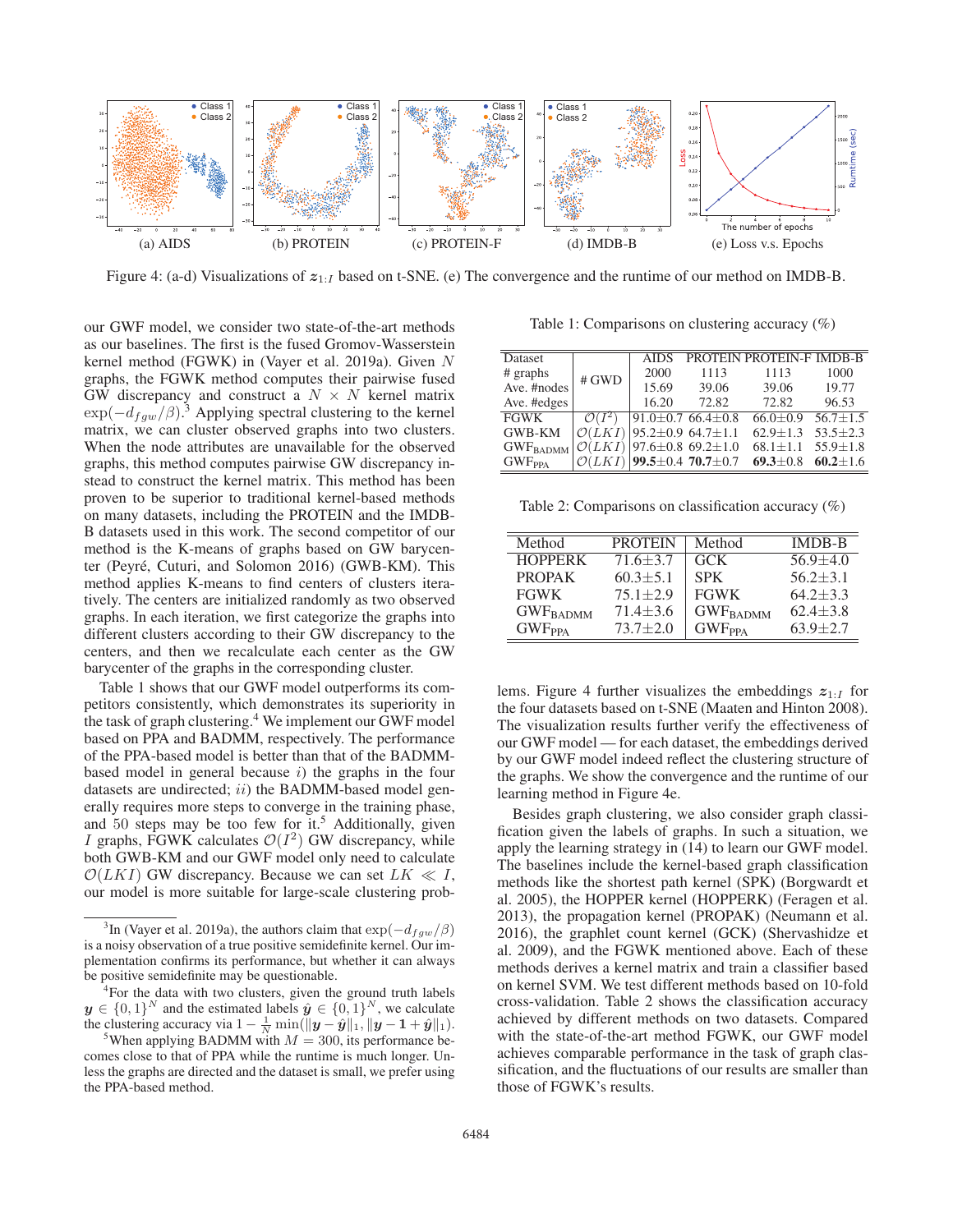Figure 4: (a-d) Visualizations of $\boldsymbol{z}_{1:I}$ based on t-SNE. (e) The convergence and the runtime of our method on IMDB-B.

our GWF model, we consider two state-of-the-art methods as our baselines. The first is the fused Gromov-Wasserstein kernel method (FGWK) in (Vayer et al. 2019a). Given $N$ graphs, the FGWK method computes their pairwise fused GW discrepancy and construct a $N \times N$ kernel matrix $\exp(-d_{fgw}/\beta)$.[3] Applying spectral clustering to the kernel matrix, we can cluster observed graphs into two clusters. When the node attributes are unavailable for the observed graphs, this method computes pairwise GW discrepancy instead to construct the kernel matrix. This method has been proven to be superior to traditional kernel-based methods on many datasets, including the PROTEIN and the IMDB-B datasets used in this work. The second competitor of our method is the K-means of graphs based on GW barycenter (Peyré, Cuturi, and Solomon 2016) (GWB-KM). This method applies K-means to find centers of clusters iteratively. The centers are initialized randomly as two observed graphs. In each iteration, we first categorize the graphs into different clusters according to their GW discrepancy to the centers, and then we recalculate each center as the GW barycenter of the graphs in the corresponding cluster.

Table 1 shows that our GWF model outperforms its competitors consistently, which demonstrates its superiority in the task of graph clustering.[4] We implement our GWF model based on PPA and BADMM, respectively. The performance of the PPA-based model is better than that of the BADMM-based model in general because *i*) the graphs in the four datasets are undirected; *ii*) the BADMM-based model generally requires more steps to converge in the training phase, and 50 steps may be too few for it.[5] Additionally, given $I$ graphs, FGWK calculates $\mathcal{O}(I^2)$ GW discrepancy, while both GWB-KM and our GWF model only need to calculate $\mathcal{O}(LKI)$ GW discrepancy. Because we can set $LK \ll I$, our model is more suitable for large-scale clustering problems. Figure 4 further visualizes the embeddings $\boldsymbol{z}_{1:I}$ for the four datasets based on t-SNE (Maaten and Hinton 2008). The visualization results further verify the effectiveness of our GWF model — for each dataset, the embeddings derived by our GWF model indeed reflect the clustering structure of the graphs. We show the convergence and the runtime of our learning method in Figure 4e.

Table 1: Comparisons on clustering accuracy (%)

| Dataset | # GWD | AIDS | PROTEIN | PROTEIN-F | IMDB-B |
|---|---|---|---|---|---|
| # graphs | | 2000 | 1113 | 1113 | 1000 |
| Ave. #nodes | | 15.69 | 39.06 | 39.06 | 19.77 |
| Ave. #edges | | 16.20 | 72.82 | 72.82 | 96.53 |
| FGWK | $\mathcal{O}(I^2)$ | 91.0±0.7 | 66.4±0.8 | 66.0±0.9 | 56.7±1.5 |
| GWB-KM | $\mathcal{O}(LKI)$ | 95.2±0.9 | 64.7±1.1 | 62.9±1.3 | 53.5±2.3 |
| $\text{GWF}_{\text{BADMM}}$ | $\mathcal{O}(LKI)$ | 97.6±0.8 | 69.2±1.0 | 68.1±1.1 | 55.9±1.8 |
| $\text{GWF}_{\text{PPA}}$ | $\mathcal{O}(LKI)$ | **99.5**±0.4 | **70.7**±0.7 | **69.3**±0.8 | **60.2**±1.6 |

Table 2: Comparisons on classification accuracy (%)

| Method | PROTEIN | Method | IMDB-B |
|---|---|---|---|
| HOPPERK | 71.6±3.7 | GCK | 56.9±4.0 |
| PROPAK | 60.3±5.1 | SPK | 56.2±3.1 |
| FGWK | 75.1±2.9 | FGWK | 64.2±3.3 |
| $\text{GWF}_{\text{BADMM}}$ | 71.4±3.6 | $\text{GWF}_{\text{BADMM}}$ | 62.4±3.8 |
| $\text{GWF}_{\text{PPA}}$ | 73.7±2.0 | $\text{GWF}_{\text{PPA}}$ | 63.9±2.7 |

Besides graph clustering, we also consider graph classification given the labels of graphs. In such a situation, we apply the learning strategy in (14) to learn our GWF model. The baselines include the kernel-based graph classification methods like the shortest path kernel (SPK) (Borgwardt et al. 2005), the HOPPER kernel (HOPPERK) (Feragen et al. 2013), the propagation kernel (PROPAK) (Neumann et al. 2016), the graphlet count kernel (GCK) (Shervashidze et al. 2009), and the FGWK mentioned above. Each of these methods derives a kernel matrix and train a classifier based on kernel SVM. We test different methods based on 10-fold cross-validation. Table 2 shows the classification accuracy achieved by different methods on two datasets. Compared with the state-of-the-art method FGWK, our GWF model achieves comparable performance in the task of graph classification, and the fluctuations of our results are smaller than those of FGWK's results.

[3] In (Vayer et al. 2019a), the authors claim that $\exp(-d_{fgw}/\beta)$ is a noisy observation of a true positive semidefinite kernel. Our implementation confirms its performance, but whether it can always be positive semidefinite may be questionable.

[4] For the data with two clusters, given the ground truth labels $\boldsymbol{y} \in \{0, 1\}^N$ and the estimated labels $\hat{\boldsymbol{y}} \in \{0, 1\}^N$, we calculate the clustering accuracy via $1 - \frac{1}{N}\min(\|\boldsymbol{y} - \hat{\boldsymbol{y}}\|_1, \|\boldsymbol{y} - \boldsymbol{1} + \hat{\boldsymbol{y}}\|_1)$.

[5] When applying BADMM with $M = 300$, its performance becomes close to that of PPA while the runtime is much longer. Unless the graphs are directed and the dataset is small, we prefer using the PPA-based method.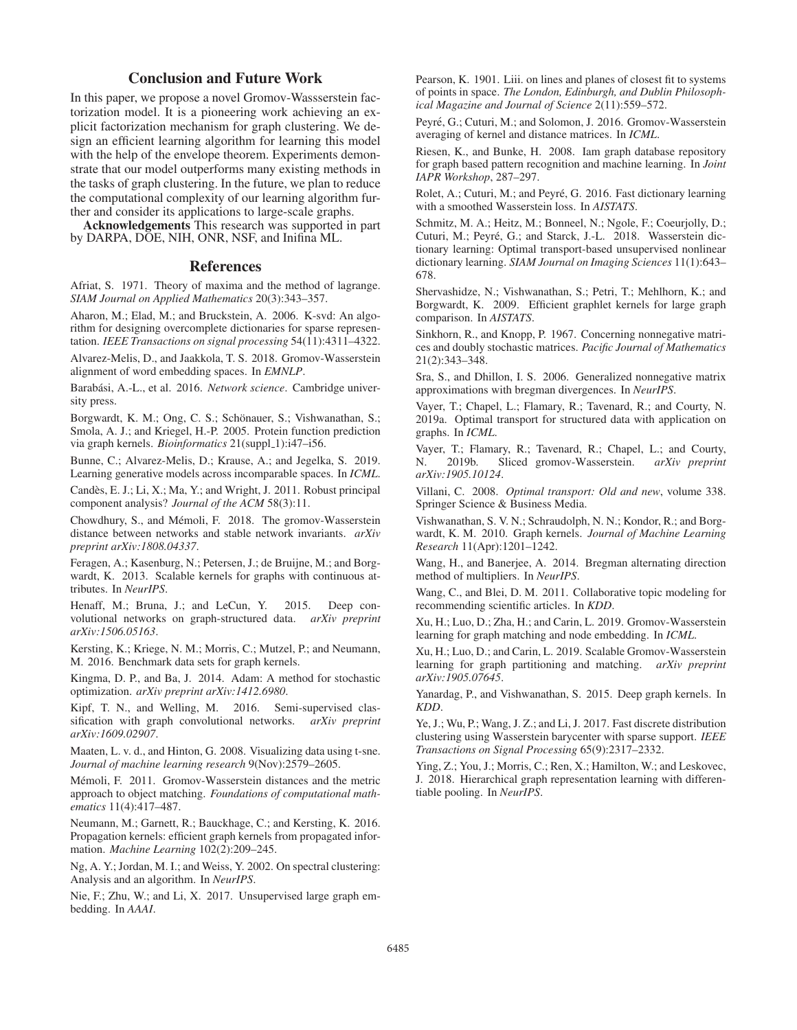## Conclusion and Future Work

In this paper, we propose a novel Gromov-Wassserstein factorization model. It is a pioneering work achieving an explicit factorization mechanism for graph clustering. We design an efficient learning algorithm for learning this model with the help of the envelope theorem. Experiments demonstrate that our model outperforms many existing methods in the tasks of graph clustering. In the future, we plan to reduce the computational complexity of our learning algorithm further and consider its applications to large-scale graphs.

**Acknowledgements** This research was supported in part by DARPA, DOE, NIH, ONR, NSF, and Inifina ML.

## References

Afriat, S. 1971. Theory of maxima and the method of lagrange. *SIAM Journal on Applied Mathematics* 20(3):343–357.

Aharon, M.; Elad, M.; and Bruckstein, A. 2006. K-svd: An algorithm for designing overcomplete dictionaries for sparse representation. *IEEE Transactions on signal processing* 54(11):4311–4322.

Alvarez-Melis, D., and Jaakkola, T. S. 2018. Gromov-Wasserstein alignment of word embedding spaces. In *EMNLP*.

Barabási, A.-L., et al. 2016. *Network science*. Cambridge university press.

Borgwardt, K. M.; Ong, C. S.; Schönauer, S.; Vishwanathan, S.; Smola, A. J.; and Kriegel, H.-P. 2005. Protein function prediction via graph kernels. *Bioinformatics* 21(suppl_1):i47–i56.

Bunne, C.; Alvarez-Melis, D.; Krause, A.; and Jegelka, S. 2019. Learning generative models across incomparable spaces. In *ICML*.

Candès, E. J.; Li, X.; Ma, Y.; and Wright, J. 2011. Robust principal component analysis? *Journal of the ACM* 58(3):11.

Chowdhury, S., and Mémoli, F. 2018. The gromov-Wasserstein distance between networks and stable network invariants. *arXiv preprint arXiv:1808.04337*.

Feragen, A.; Kasenburg, N.; Petersen, J.; de Bruijne, M.; and Borgwardt, K. 2013. Scalable kernels for graphs with continuous attributes. In *NeurIPS*.

Henaff, M.; Bruna, J.; and LeCun, Y. 2015. Deep convolutional networks on graph-structured data. *arXiv preprint arXiv:1506.05163*.

Kersting, K.; Kriege, N. M.; Morris, C.; Mutzel, P.; and Neumann, M. 2016. Benchmark data sets for graph kernels.

Kingma, D. P., and Ba, J. 2014. Adam: A method for stochastic optimization. *arXiv preprint arXiv:1412.6980*.

Kipf, T. N., and Welling, M. 2016. Semi-supervised classification with graph convolutional networks. *arXiv preprint arXiv:1609.02907*.

Maaten, L. v. d., and Hinton, G. 2008. Visualizing data using t-sne. *Journal of machine learning research* 9(Nov):2579–2605.

Mémoli, F. 2011. Gromov-Wasserstein distances and the metric approach to object matching. *Foundations of computational mathematics* 11(4):417–487.

Neumann, M.; Garnett, R.; Bauckhage, C.; and Kersting, K. 2016. Propagation kernels: efficient graph kernels from propagated information. *Machine Learning* 102(2):209–245.

Ng, A. Y.; Jordan, M. I.; and Weiss, Y. 2002. On spectral clustering: Analysis and an algorithm. In *NeurIPS*.

Nie, F.; Zhu, W.; and Li, X. 2017. Unsupervised large graph embedding. In *AAAI*.

Pearson, K. 1901. Liii. on lines and planes of closest fit to systems of points in space. *The London, Edinburgh, and Dublin Philosophical Magazine and Journal of Science* 2(11):559–572.

Peyré, G.; Cuturi, M.; and Solomon, J. 2016. Gromov-Wasserstein averaging of kernel and distance matrices. In *ICML*.

Riesen, K., and Bunke, H. 2008. Iam graph database repository for graph based pattern recognition and machine learning. In *Joint IAPR Workshop*, 287–297.

Rolet, A.; Cuturi, M.; and Peyré, G. 2016. Fast dictionary learning with a smoothed Wasserstein loss. In *AISTATS*.

Schmitz, M. A.; Heitz, M.; Bonneel, N.; Ngole, F.; Coeurjolly, D.; Cuturi, M.; Peyré, G.; and Starck, J.-L. 2018. Wasserstein dictionary learning: Optimal transport-based unsupervised nonlinear dictionary learning. *SIAM Journal on Imaging Sciences* 11(1):643–678.

Shervashidze, N.; Vishwanathan, S.; Petri, T.; Mehlhorn, K.; and Borgwardt, K. 2009. Efficient graphlet kernels for large graph comparison. In *AISTATS*.

Sinkhorn, R., and Knopp, P. 1967. Concerning nonnegative matrices and doubly stochastic matrices. *Pacific Journal of Mathematics* 21(2):343–348.

Sra, S., and Dhillon, I. S. 2006. Generalized nonnegative matrix approximations with bregman divergences. In *NeurIPS*.

Vayer, T.; Chapel, L.; Flamary, R.; Tavenard, R.; and Courty, N. 2019a. Optimal transport for structured data with application on graphs. In *ICML*.

Vayer, T.; Flamary, R.; Tavenard, R.; Chapel, L.; and Courty, N. 2019b. Sliced gromov-Wasserstein. *arXiv preprint arXiv:1905.10124*.

Villani, C. 2008. *Optimal transport: Old and new*, volume 338. Springer Science & Business Media.

Vishwanathan, S. V. N.; Schraudolph, N. N.; Kondor, R.; and Borgwardt, K. M. 2010. Graph kernels. *Journal of Machine Learning Research* 11(Apr):1201–1242.

Wang, H., and Banerjee, A. 2014. Bregman alternating direction method of multipliers. In *NeurIPS*.

Wang, C., and Blei, D. M. 2011. Collaborative topic modeling for recommending scientific articles. In *KDD*.

Xu, H.; Luo, D.; Zha, H.; and Carin, L. 2019. Gromov-Wasserstein learning for graph matching and node embedding. In *ICML*.

Xu, H.; Luo, D.; and Carin, L. 2019. Scalable Gromov-Wasserstein learning for graph partitioning and matching. *arXiv preprint arXiv:1905.07645*.

Yanardag, P., and Vishwanathan, S. 2015. Deep graph kernels. In *KDD*.

Ye, J.; Wu, P.; Wang, J. Z.; and Li, J. 2017. Fast discrete distribution clustering using Wasserstein barycenter with sparse support. *IEEE Transactions on Signal Processing* 65(9):2317–2332.

Ying, Z.; You, J.; Morris, C.; Ren, X.; Hamilton, W.; and Leskovec, J. 2018. Hierarchical graph representation learning with differentiable pooling. In *NeurIPS*.